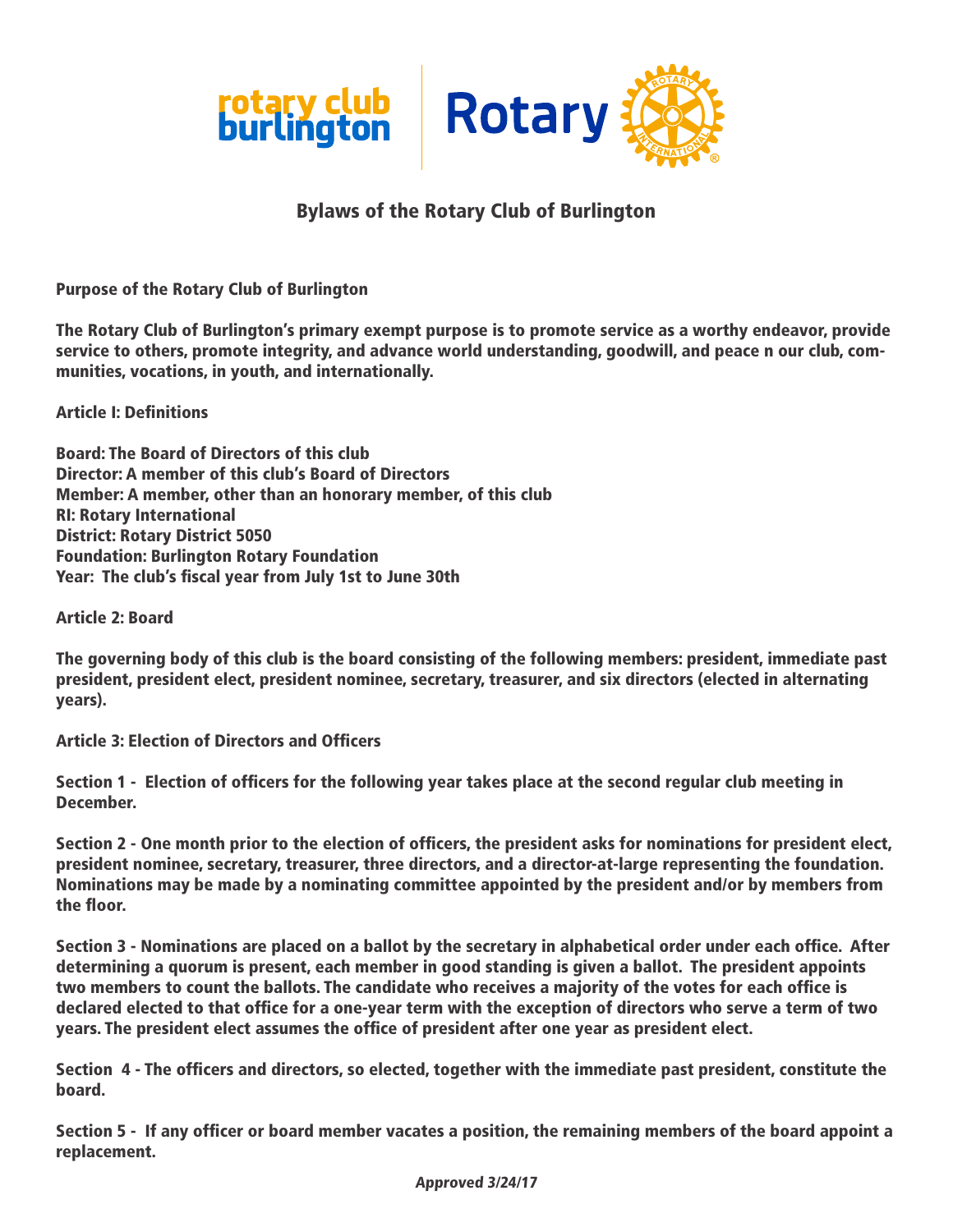# Bylaws of the Rotary Club of Burlington

**Purpose of the Rotary Club of Burlington**

**The Rotary Club of Burlington's primary exempt purpose is to promote service as a worthy endeavor, provide service to others, promote integrity, and advance world understanding, goodwill, and peace n our club, communities, vocations, in youth, and internationally.**

## Article I: Definitions

**Board: The Board of Directors of this club**
**Director: A member of this club's Board of Directors**
**Member: A member, other than an honorary member, of this club**
**RI: Rotary International**
**District: Rotary District 5050**
**Foundation: Burlington Rotary Foundation**
**Year: The club's fiscal year from July 1st to June 30th**

## Article 2: Board

**The governing body of this club is the board consisting of the following members: president, immediate past president, president elect, president nominee, secretary, treasurer, and six directors (elected in alternating years).**

## Article 3: Election of Directors and Officers

**Section 1 - Election of officers for the following year takes place at the second regular club meeting in December.**

**Section 2 - One month prior to the election of officers, the president asks for nominations for president elect, president nominee, secretary, treasurer, three directors, and a director-at-large representing the foundation. Nominations may be made by a nominating committee appointed by the president and/or by members from the floor.**

**Section 3 - Nominations are placed on a ballot by the secretary in alphabetical order under each office. After determining a quorum is present, each member in good standing is given a ballot. The president appoints two members to count the ballots. The candidate who receives a majority of the votes for each office is declared elected to that office for a one-year term with the exception of directors who serve a term of two years. The president elect assumes the office of president after one year as president elect.**

**Section 4 - The officers and directors, so elected, together with the immediate past president, constitute the board.**

**Section 5 - If any officer or board member vacates a position, the remaining members of the board appoint a replacement.**

***Approved 3/24/17***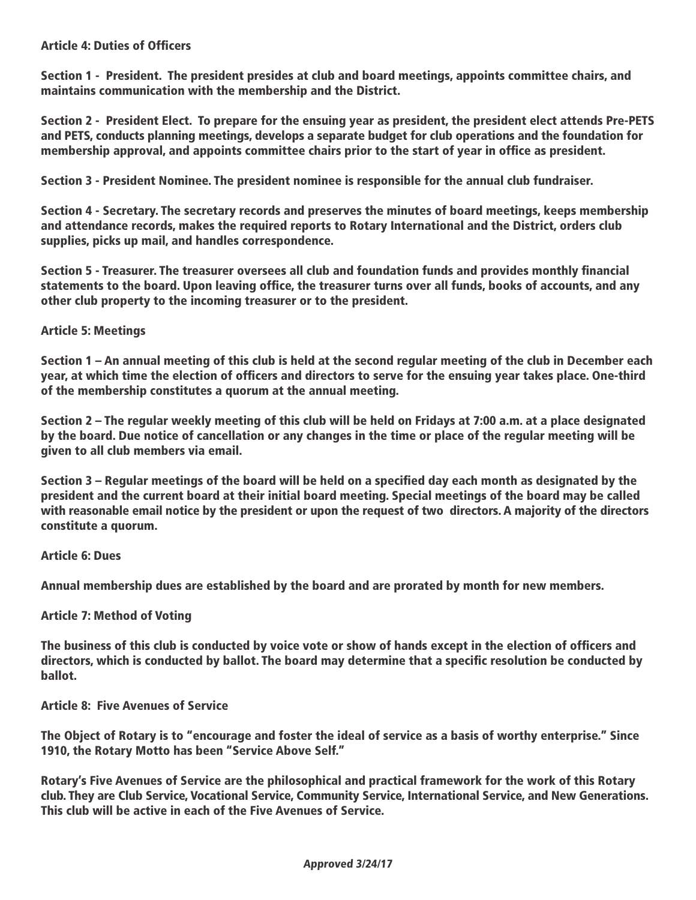## Article 4: Duties of Officers

**Section 1 - President.** The president presides at club and board meetings, appoints committee chairs, and maintains communication with the membership and the District.

**Section 2 - President Elect.** To prepare for the ensuing year as president, the president elect attends Pre-PETS and PETS, conducts planning meetings, develops a separate budget for club operations and the foundation for membership approval, and appoints committee chairs prior to the start of year in office as president.

**Section 3 - President Nominee.** The president nominee is responsible for the annual club fundraiser.

**Section 4 - Secretary.** The secretary records and preserves the minutes of board meetings, keeps membership and attendance records, makes the required reports to Rotary International and the District, orders club supplies, picks up mail, and handles correspondence.

**Section 5 - Treasurer.** The treasurer oversees all club and foundation funds and provides monthly financial statements to the board. Upon leaving office, the treasurer turns over all funds, books of accounts, and any other club property to the incoming treasurer or to the president.

## Article 5: Meetings

**Section 1** – An annual meeting of this club is held at the second regular meeting of the club in December each year, at which time the election of officers and directors to serve for the ensuing year takes place. One-third of the membership constitutes a quorum at the annual meeting.

**Section 2** – The regular weekly meeting of this club will be held on Fridays at 7:00 a.m. at a place designated by the board. Due notice of cancellation or any changes in the time or place of the regular meeting will be given to all club members via email.

**Section 3** – Regular meetings of the board will be held on a specified day each month as designated by the president and the current board at their initial board meeting. Special meetings of the board may be called with reasonable email notice by the president or upon the request of two directors. A majority of the directors constitute a quorum.

## Article 6: Dues

Annual membership dues are established by the board and are prorated by month for new members.

## Article 7: Method of Voting

The business of this club is conducted by voice vote or show of hands except in the election of officers and directors, which is conducted by ballot. The board may determine that a specific resolution be conducted by ballot.

## Article 8: Five Avenues of Service

The Object of Rotary is to "encourage and foster the ideal of service as a basis of worthy enterprise." Since 1910, the Rotary Motto has been "Service Above Self."

Rotary's Five Avenues of Service are the philosophical and practical framework for the work of this Rotary club. They are Club Service, Vocational Service, Community Service, International Service, and New Generations. This club will be active in each of the Five Avenues of Service.

*Approved 3/24/17*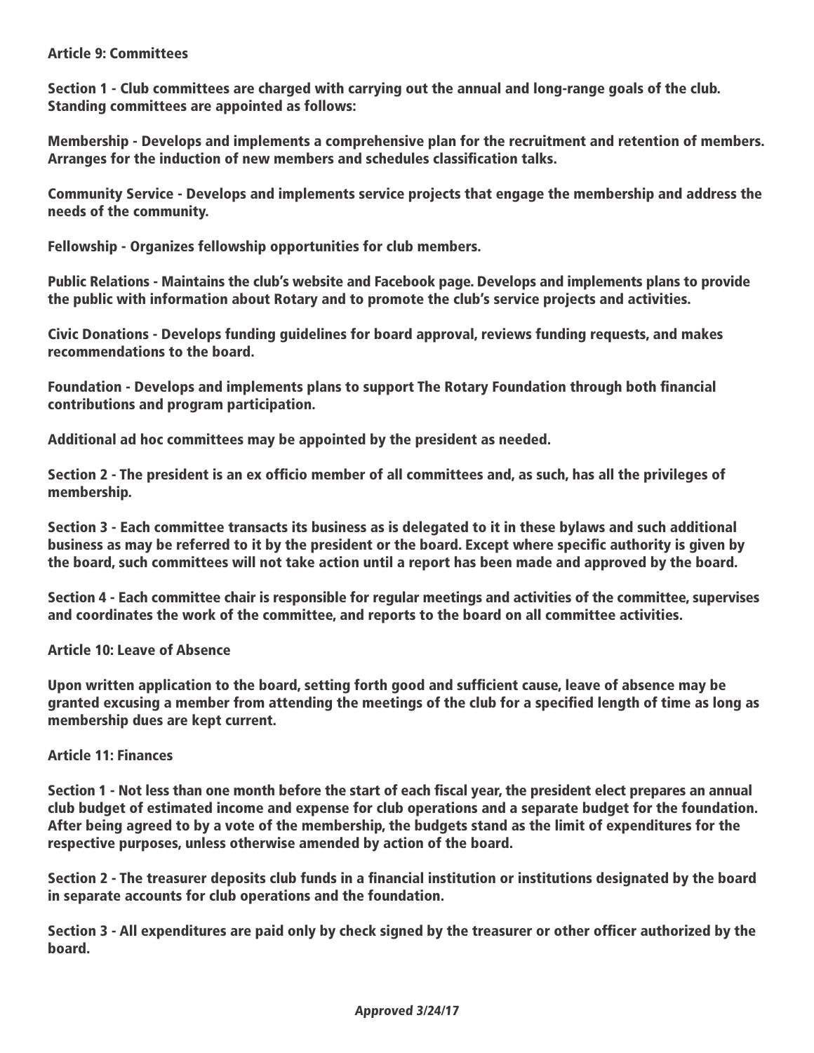## Article 9: Committees

**Section 1 - Club committees are charged with carrying out the annual and long-range goals of the club. Standing committees are appointed as follows:**

**Membership - Develops and implements a comprehensive plan for the recruitment and retention of members. Arranges for the induction of new members and schedules classification talks.**

**Community Service - Develops and implements service projects that engage the membership and address the needs of the community.**

**Fellowship - Organizes fellowship opportunities for club members.**

**Public Relations - Maintains the club's website and Facebook page. Develops and implements plans to provide the public with information about Rotary and to promote the club's service projects and activities.**

**Civic Donations - Develops funding guidelines for board approval, reviews funding requests, and makes recommendations to the board.**

**Foundation - Develops and implements plans to support The Rotary Foundation through both financial contributions and program participation.**

**Additional ad hoc committees may be appointed by the president as needed.**

**Section 2 - The president is an ex officio member of all committees and, as such, has all the privileges of membership.**

**Section 3 - Each committee transacts its business as is delegated to it in these bylaws and such additional business as may be referred to it by the president or the board. Except where specific authority is given by the board, such committees will not take action until a report has been made and approved by the board.**

**Section 4 - Each committee chair is responsible for regular meetings and activities of the committee, supervises and coordinates the work of the committee, and reports to the board on all committee activities.**

## Article 10: Leave of Absence

**Upon written application to the board, setting forth good and sufficient cause, leave of absence may be granted excusing a member from attending the meetings of the club for a specified length of time as long as membership dues are kept current.**

## Article 11: Finances

**Section 1 - Not less than one month before the start of each fiscal year, the president elect prepares an annual club budget of estimated income and expense for club operations and a separate budget for the foundation. After being agreed to by a vote of the membership, the budgets stand as the limit of expenditures for the respective purposes, unless otherwise amended by action of the board.**

**Section 2 - The treasurer deposits club funds in a financial institution or institutions designated by the board in separate accounts for club operations and the foundation.**

**Section 3 - All expenditures are paid only by check signed by the treasurer or other officer authorized by the board.**

***Approved 3/24/17***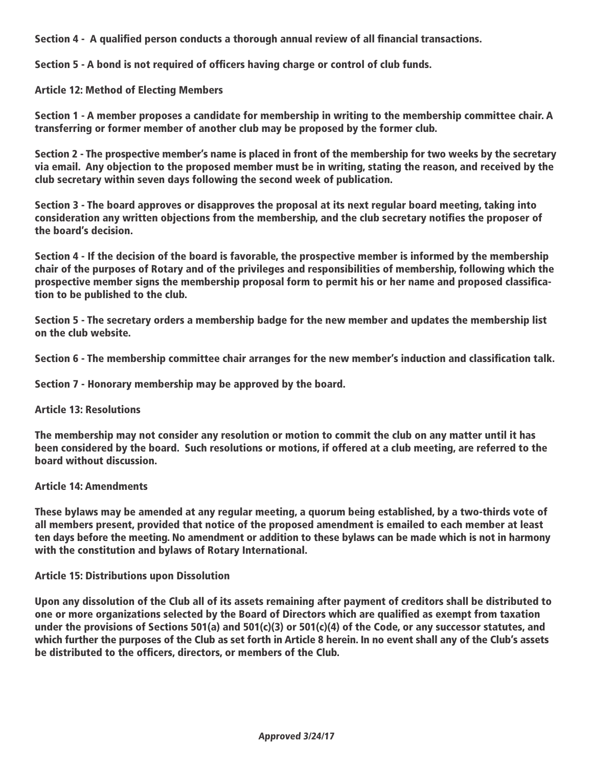Section 4 - A qualified person conducts a thorough annual review of all financial transactions.

Section 5 - A bond is not required of officers having charge or control of club funds.

## Article 12: Method of Electing Members

Section 1 - A member proposes a candidate for membership in writing to the membership committee chair. A transferring or former member of another club may be proposed by the former club.

Section 2 - The prospective member's name is placed in front of the membership for two weeks by the secretary via email. Any objection to the proposed member must be in writing, stating the reason, and received by the club secretary within seven days following the second week of publication.

Section 3 - The board approves or disapproves the proposal at its next regular board meeting, taking into consideration any written objections from the membership, and the club secretary notifies the proposer of the board's decision.

Section 4 - If the decision of the board is favorable, the prospective member is informed by the membership chair of the purposes of Rotary and of the privileges and responsibilities of membership, following which the prospective member signs the membership proposal form to permit his or her name and proposed classification to be published to the club.

Section 5 - The secretary orders a membership badge for the new member and updates the membership list on the club website.

Section 6 - The membership committee chair arranges for the new member's induction and classification talk.

Section 7 - Honorary membership may be approved by the board.

## Article 13: Resolutions

The membership may not consider any resolution or motion to commit the club on any matter until it has been considered by the board. Such resolutions or motions, if offered at a club meeting, are referred to the board without discussion.

## Article 14: Amendments

These bylaws may be amended at any regular meeting, a quorum being established, by a two-thirds vote of all members present, provided that notice of the proposed amendment is emailed to each member at least ten days before the meeting. No amendment or addition to these bylaws can be made which is not in harmony with the constitution and bylaws of Rotary International.

## Article 15: Distributions upon Dissolution

Upon any dissolution of the Club all of its assets remaining after payment of creditors shall be distributed to one or more organizations selected by the Board of Directors which are qualified as exempt from taxation under the provisions of Sections 501(a) and 501(c)(3) or 501(c)(4) of the Code, or any successor statutes, and which further the purposes of the Club as set forth in Article 8 herein. In no event shall any of the Club's assets be distributed to the officers, directors, or members of the Club.

*Approved 3/24/17*